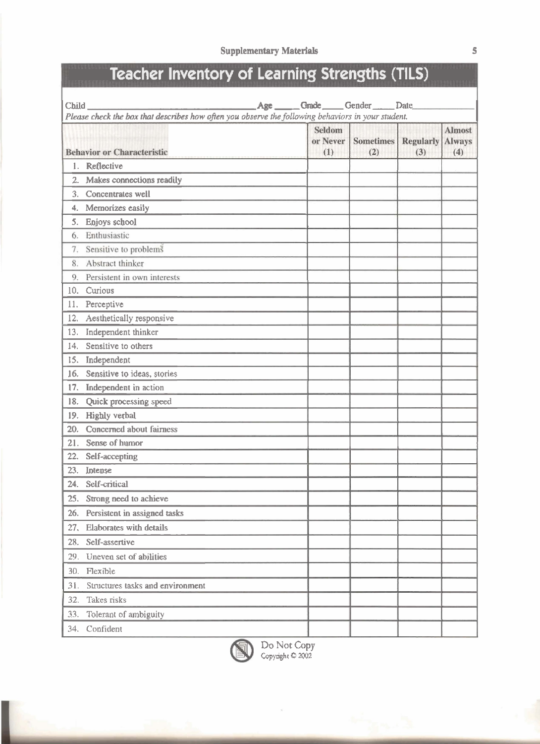# Teacher Inventory of Learning Strengths (TILS)

Child ______________________ Age _____ Grade _____ Gender _____ Date_____________

*Please check the box that describes how often you observe the following behaviors in your student.*

| Behavior or Characteristic | Seldom or Never (1) | Sometimes (2) | Regularly (3) | Almost Always (4) |
|---|---|---|---|---|
| 1. Reflective | | | | |
| 2. Makes connections readily | | | | |
| 3. Concentrates well | | | | |
| 4. Memorizes easily | | | | |
| 5. Enjoys school | | | | |
| 6. Enthusiastic | | | | |
| 7. Sensitive to problems | | | | |
| 8. Abstract thinker | | | | |
| 9. Persistent in own interests | | | | |
| 10. Curious | | | | |
| 11. Perceptive | | | | |
| 12. Aesthetically responsive | | | | |
| 13. Independent thinker | | | | |
| 14. Sensitive to others | | | | |
| 15. Independent | | | | |
| 16. Sensitive to ideas, stories | | | | |
| 17. Independent in action | | | | |
| 18. Quick processing speed | | | | |
| 19. Highly verbal | | | | |
| 20. Concerned about fairness | | | | |
| 21. Sense of humor | | | | |
| 22. Self-accepting | | | | |
| 23. Intense | | | | |
| 24. Self-critical | | | | |
| 25. Strong need to achieve | | | | |
| 26. Persistent in assigned tasks | | | | |
| 27. Elaborates with details | | | | |
| 28. Self-assertive | | | | |
| 29. Uneven set of abilities | | | | |
| 30. Flexible | | | | |
| 31. Structures tasks and environment | | | | |
| 32. Takes risks | | | | |
| 33. Tolerant of ambiguity | | | | |
| 34. Confident | | | | |

Do Not Copy
Copyright © 2002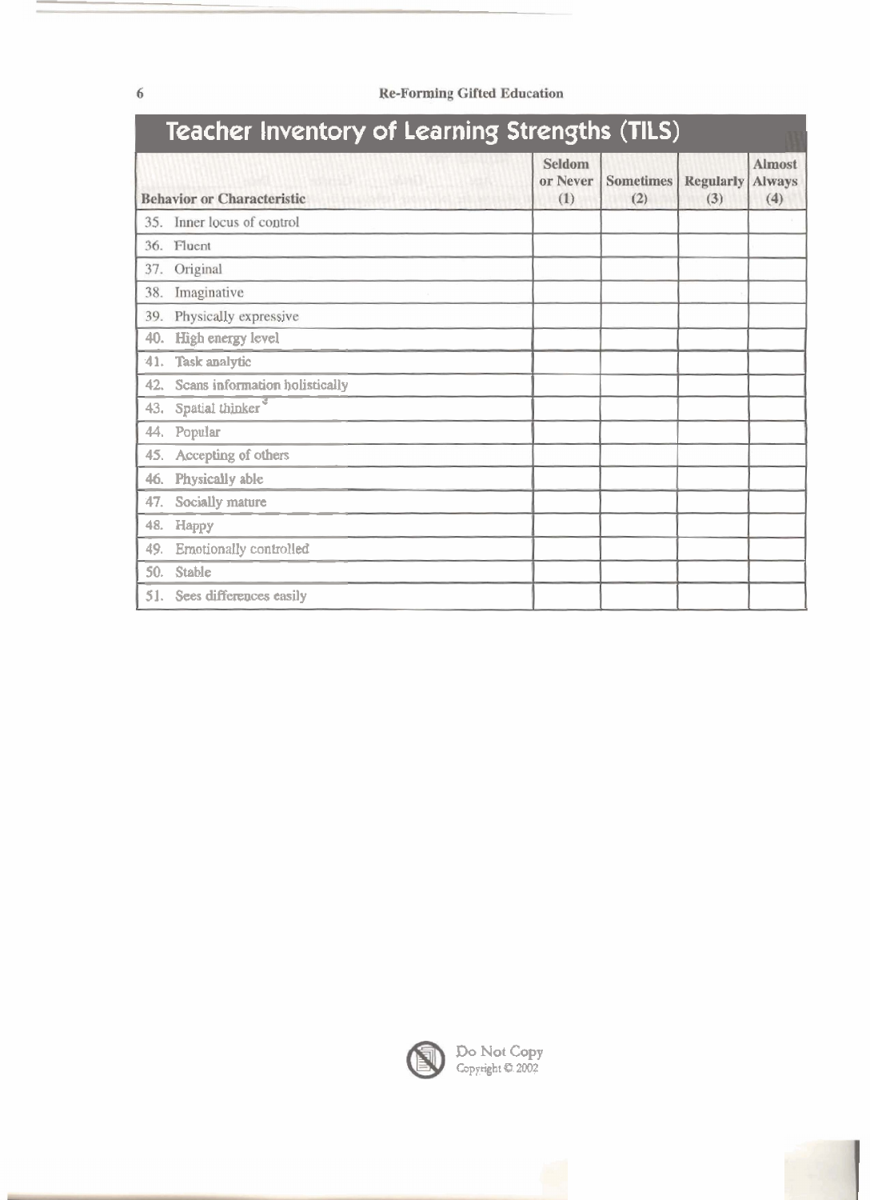# Teacher Inventory of Learning Strengths (TILS)

| Behavior or Characteristic | Seldom or Never (1) | Sometimes (2) | Regularly (3) | Almost Always (4) |
|---|---|---|---|---|
| 35. Inner locus of control | | | | |
| 36. Fluent | | | | |
| 37. Original | | | | |
| 38. Imaginative | | | | |
| 39. Physically expressive | | | | |
| 40. High energy level | | | | |
| 41. Task analytic | | | | |
| 42. Scans information holistically | | | | |
| 43. Spatial thinker | | | | |
| 44. Popular | | | | |
| 45. Accepting of others | | | | |
| 46. Physically able | | | | |
| 47. Socially mature | | | | |
| 48. Happy | | | | |
| 49. Emotionally controlled | | | | |
| 50. Stable | | | | |
| 51. Sees differences easily | | | | |

Do Not Copy
Copyright © 2002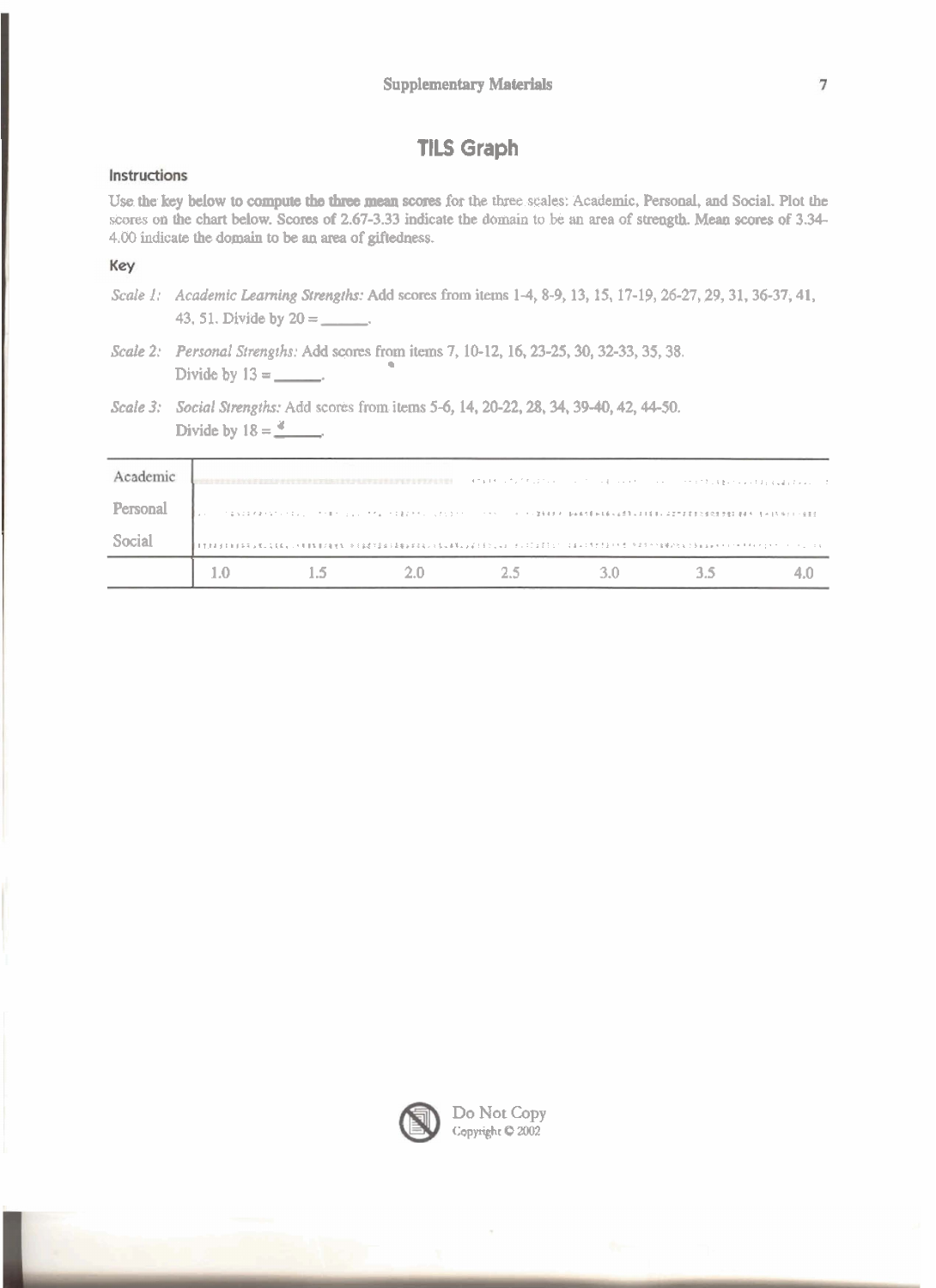## TILS Graph

### Instructions

Use the key below to compute the three mean scores for the three scales: Academic, Personal, and Social. Plot the scores on the chart below. Scores of 2.67-3.33 indicate the domain to be an area of strength. Mean scores of 3.34-4.00 indicate the domain to be an area of giftedness.

### Key

*Scale 1:* *Academic Learning Strengths:* Add scores from items 1-4, 8-9, 13, 15, 17-19, 26-27, 29, 31, 36-37, 41, 43, 51. Divide by 20 = ______.

*Scale 2:* *Personal Strengths:* Add scores from items 7, 10-12, 16, 23-25, 30, 32-33, 35, 38. Divide by 13 = ______.

*Scale 3:* *Social Strengths:* Add scores from items 5-6, 14, 20-22, 28, 34, 39-40, 42, 44-50. Divide by 18 = ______.

Academic

Personal

Social

1.0 1.5 2.0 2.5 3.0 3.5 4.0